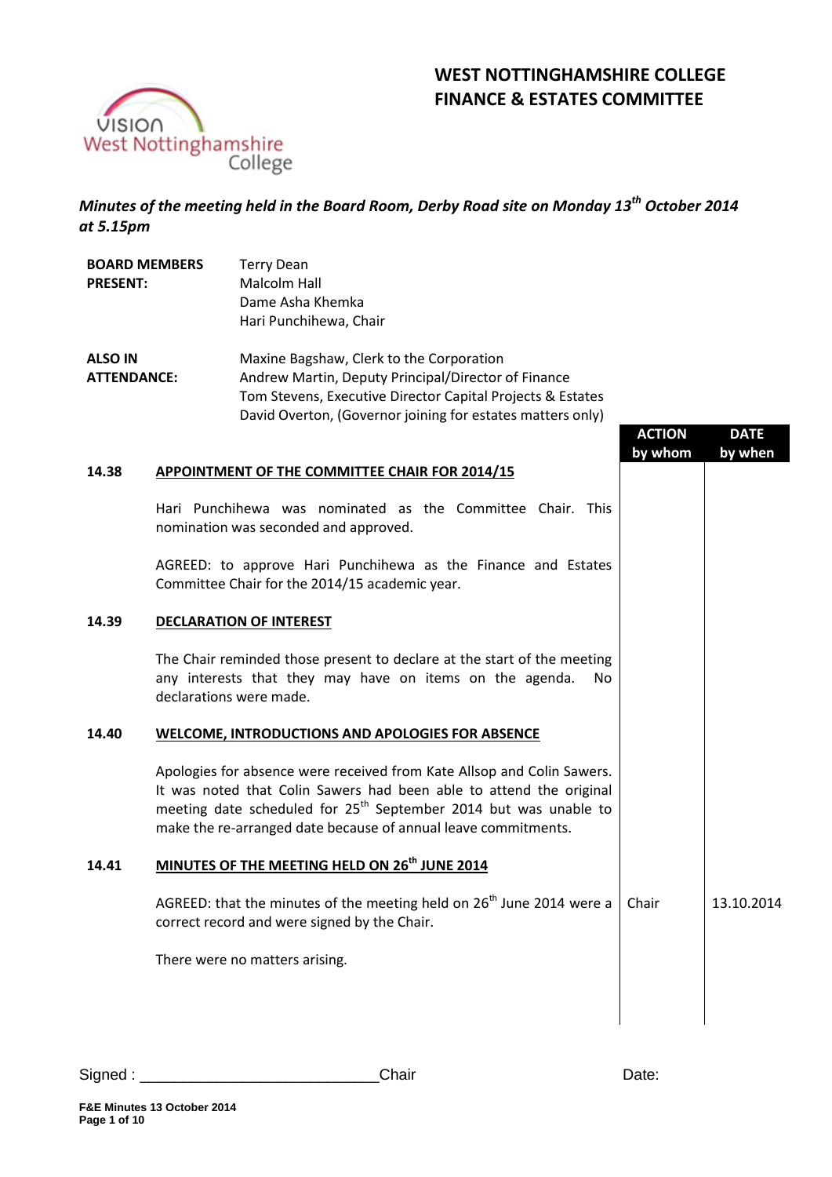# WEST NOTTINGHAMSHIRE COLLEGE
# FINANCE & ESTATES COMMITTEE

*Minutes of the meeting held in the Board Room, Derby Road site on Monday 13th October 2014 at 5.15pm*

| | |
|---|---|
| **BOARD MEMBERS PRESENT:** | Terry Dean<br>Malcolm Hall<br>Dame Asha Khemka<br>Hari Punchihewa, Chair |
| **ALSO IN ATTENDANCE:** | Maxine Bagshaw, Clerk to the Corporation<br>Andrew Martin, Deputy Principal/Director of Finance<br>Tom Stevens, Executive Director Capital Projects & Estates<br>David Overton, (Governor joining for estates matters only) |

| | | ACTION by whom | DATE by when |
|---|---|---|---|
| **14.38** | **APPOINTMENT OF THE COMMITTEE CHAIR FOR 2014/15** | | |
| | Hari Punchihewa was nominated as the Committee Chair. This nomination was seconded and approved. | | |
| | AGREED: to approve Hari Punchihewa as the Finance and Estates Committee Chair for the 2014/15 academic year. | | |
| **14.39** | **DECLARATION OF INTEREST** | | |
| | The Chair reminded those present to declare at the start of the meeting any interests that they may have on items on the agenda. No declarations were made. | | |
| **14.40** | **WELCOME, INTRODUCTIONS AND APOLOGIES FOR ABSENCE** | | |
| | Apologies for absence were received from Kate Allsop and Colin Sawers. It was noted that Colin Sawers had been able to attend the original meeting date scheduled for 25th September 2014 but was unable to make the re-arranged date because of annual leave commitments. | | |
| **14.41** | **MINUTES OF THE MEETING HELD ON 26th JUNE 2014** | | |
| | AGREED: that the minutes of the meeting held on 26th June 2014 were a correct record and were signed by the Chair. | Chair | 13.10.2014 |
| | There were no matters arising. | | |

Signed : ___________________________Chair Date: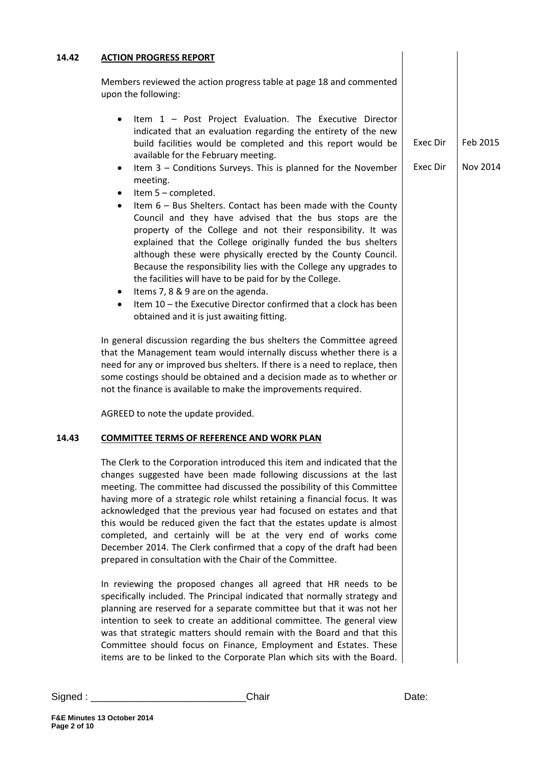**14.42 ACTION PROGRESS REPORT**

Members reviewed the action progress table at page 18 and commented upon the following:

- Item 1 – Post Project Evaluation. The Executive Director indicated that an evaluation regarding the entirety of the new build facilities would be completed and this report would be available for the February meeting. — Exec Dir — Feb 2015
- Item 3 – Conditions Surveys. This is planned for the November meeting. — Exec Dir — Nov 2014
- Item 5 – completed.
- Item 6 – Bus Shelters. Contact has been made with the County Council and they have advised that the bus stops are the property of the College and not their responsibility. It was explained that the College originally funded the bus shelters although these were physically erected by the County Council. Because the responsibility lies with the College any upgrades to the facilities will have to be paid for by the College.
- Items 7, 8 & 9 are on the agenda.
- Item 10 – the Executive Director confirmed that a clock has been obtained and it is just awaiting fitting.

In general discussion regarding the bus shelters the Committee agreed that the Management team would internally discuss whether there is a need for any or improved bus shelters. If there is a need to replace, then some costings should be obtained and a decision made as to whether or not the finance is available to make the improvements required.

AGREED to note the update provided.

**14.43 COMMITTEE TERMS OF REFERENCE AND WORK PLAN**

The Clerk to the Corporation introduced this item and indicated that the changes suggested have been made following discussions at the last meeting. The committee had discussed the possibility of this Committee having more of a strategic role whilst retaining a financial focus. It was acknowledged that the previous year had focused on estates and that this would be reduced given the fact that the estates update is almost completed, and certainly will be at the very end of works come December 2014. The Clerk confirmed that a copy of the draft had been prepared in consultation with the Chair of the Committee.

In reviewing the proposed changes all agreed that HR needs to be specifically included. The Principal indicated that normally strategy and planning are reserved for a separate committee but that it was not her intention to seek to create an additional committee. The general view was that strategic matters should remain with the Board and that this Committee should focus on Finance, Employment and Estates. These items are to be linked to the Corporate Plan which sits with the Board.

Signed : ___________________________Chair Date:

F&E Minutes 13 October 2014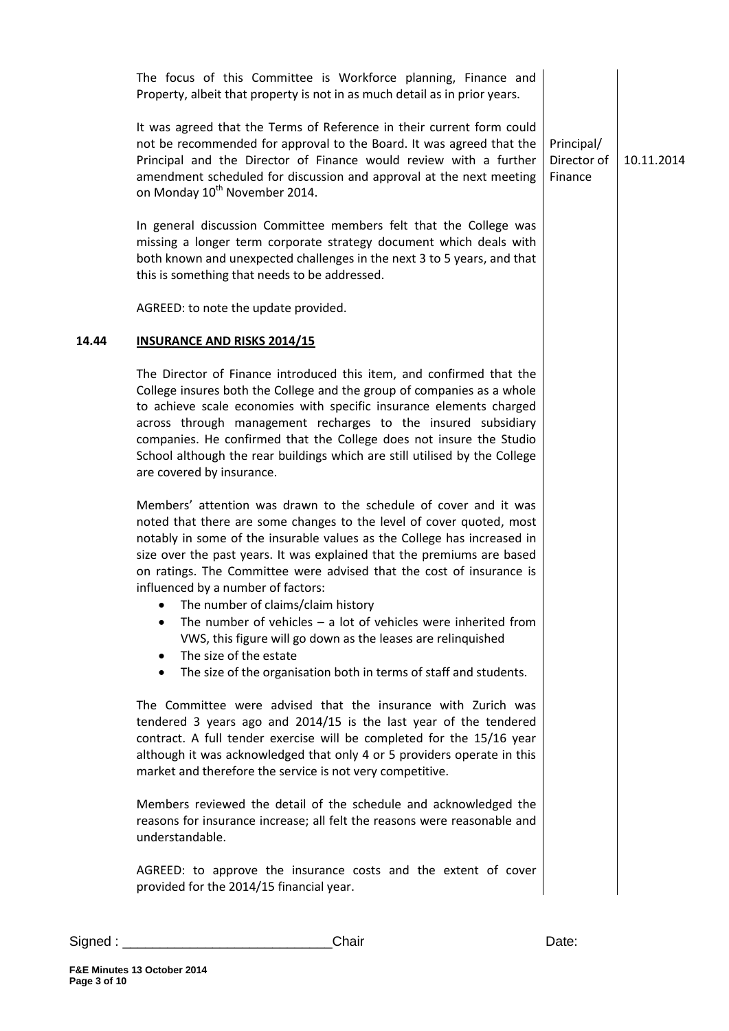The focus of this Committee is Workforce planning, Finance and Property, albeit that property is not in as much detail as in prior years.

It was agreed that the Terms of Reference in their current form could not be recommended for approval to the Board. It was agreed that the Principal and the Director of Finance would review with a further amendment scheduled for discussion and approval at the next meeting on Monday 10th November 2014. — Principal/ Director of Finance — 10.11.2014

In general discussion Committee members felt that the College was missing a longer term corporate strategy document which deals with both known and unexpected challenges in the next 3 to 5 years, and that this is something that needs to be addressed.

AGREED: to note the update provided.

## 14.44 INSURANCE AND RISKS 2014/15

The Director of Finance introduced this item, and confirmed that the College insures both the College and the group of companies as a whole to achieve scale economies with specific insurance elements charged across through management recharges to the insured subsidiary companies. He confirmed that the College does not insure the Studio School although the rear buildings which are still utilised by the College are covered by insurance.

Members' attention was drawn to the schedule of cover and it was noted that there are some changes to the level of cover quoted, most notably in some of the insurable values as the College has increased in size over the past years. It was explained that the premiums are based on ratings. The Committee were advised that the cost of insurance is influenced by a number of factors:

- The number of claims/claim history
- The number of vehicles – a lot of vehicles were inherited from VWS, this figure will go down as the leases are relinquished
- The size of the estate
- The size of the organisation both in terms of staff and students.

The Committee were advised that the insurance with Zurich was tendered 3 years ago and 2014/15 is the last year of the tendered contract. A full tender exercise will be completed for the 15/16 year although it was acknowledged that only 4 or 5 providers operate in this market and therefore the service is not very competitive.

Members reviewed the detail of the schedule and acknowledged the reasons for insurance increase; all felt the reasons were reasonable and understandable.

AGREED: to approve the insurance costs and the extent of cover provided for the 2014/15 financial year.

Signed : ___________________________Chair Date: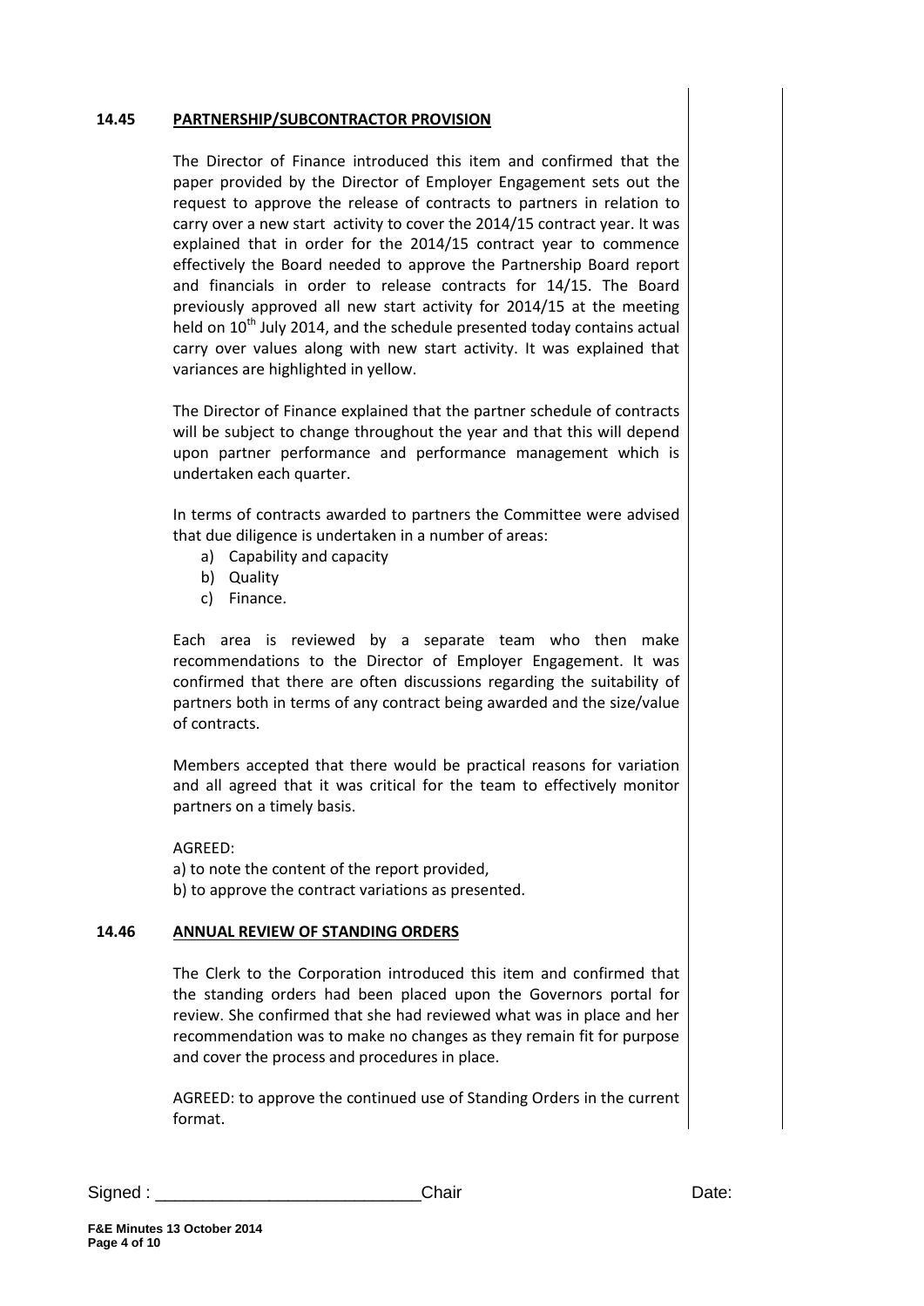**14.45 PARTNERSHIP/SUBCONTRACTOR PROVISION**

The Director of Finance introduced this item and confirmed that the paper provided by the Director of Employer Engagement sets out the request to approve the release of contracts to partners in relation to carry over a new start activity to cover the 2014/15 contract year. It was explained that in order for the 2014/15 contract year to commence effectively the Board needed to approve the Partnership Board report and financials in order to release contracts for 14/15. The Board previously approved all new start activity for 2014/15 at the meeting held on 10th July 2014, and the schedule presented today contains actual carry over values along with new start activity. It was explained that variances are highlighted in yellow.

The Director of Finance explained that the partner schedule of contracts will be subject to change throughout the year and that this will depend upon partner performance and performance management which is undertaken each quarter.

In terms of contracts awarded to partners the Committee were advised that due diligence is undertaken in a number of areas:

a) Capability and capacity
b) Quality
c) Finance.

Each area is reviewed by a separate team who then make recommendations to the Director of Employer Engagement. It was confirmed that there are often discussions regarding the suitability of partners both in terms of any contract being awarded and the size/value of contracts.

Members accepted that there would be practical reasons for variation and all agreed that it was critical for the team to effectively monitor partners on a timely basis.

AGREED:
a) to note the content of the report provided,
b) to approve the contract variations as presented.

**14.46 ANNUAL REVIEW OF STANDING ORDERS**

The Clerk to the Corporation introduced this item and confirmed that the standing orders had been placed upon the Governors portal for review. She confirmed that she had reviewed what was in place and her recommendation was to make no changes as they remain fit for purpose and cover the process and procedures in place.

AGREED: to approve the continued use of Standing Orders in the current format.

Signed : ___________________________Chair Date: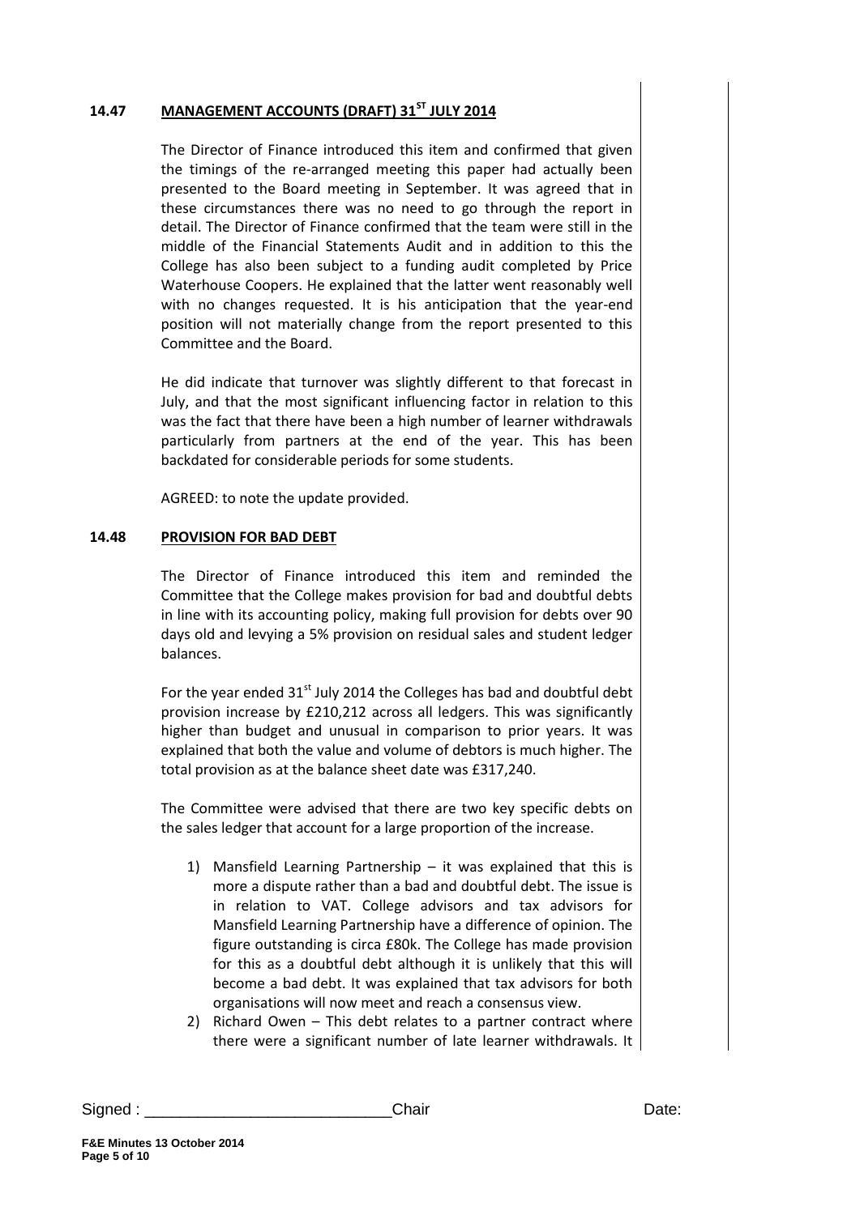## 14.47 MANAGEMENT ACCOUNTS (DRAFT) 31ST JULY 2014

The Director of Finance introduced this item and confirmed that given the timings of the re-arranged meeting this paper had actually been presented to the Board meeting in September. It was agreed that in these circumstances there was no need to go through the report in detail. The Director of Finance confirmed that the team were still in the middle of the Financial Statements Audit and in addition to this the College has also been subject to a funding audit completed by Price Waterhouse Coopers. He explained that the latter went reasonably well with no changes requested. It is his anticipation that the year-end position will not materially change from the report presented to this Committee and the Board.

He did indicate that turnover was slightly different to that forecast in July, and that the most significant influencing factor in relation to this was the fact that there have been a high number of learner withdrawals particularly from partners at the end of the year. This has been backdated for considerable periods for some students.

AGREED: to note the update provided.

## 14.48 PROVISION FOR BAD DEBT

The Director of Finance introduced this item and reminded the Committee that the College makes provision for bad and doubtful debts in line with its accounting policy, making full provision for debts over 90 days old and levying a 5% provision on residual sales and student ledger balances.

For the year ended 31st July 2014 the Colleges has bad and doubtful debt provision increase by £210,212 across all ledgers. This was significantly higher than budget and unusual in comparison to prior years. It was explained that both the value and volume of debtors is much higher. The total provision as at the balance sheet date was £317,240.

The Committee were advised that there are two key specific debts on the sales ledger that account for a large proportion of the increase.

1) Mansfield Learning Partnership – it was explained that this is more a dispute rather than a bad and doubtful debt. The issue is in relation to VAT. College advisors and tax advisors for Mansfield Learning Partnership have a difference of opinion. The figure outstanding is circa £80k. The College has made provision for this as a doubtful debt although it is unlikely that this will become a bad debt. It was explained that tax advisors for both organisations will now meet and reach a consensus view.
2) Richard Owen – This debt relates to a partner contract where there were a significant number of late learner withdrawals. It

Signed : ___________________________Chair Date: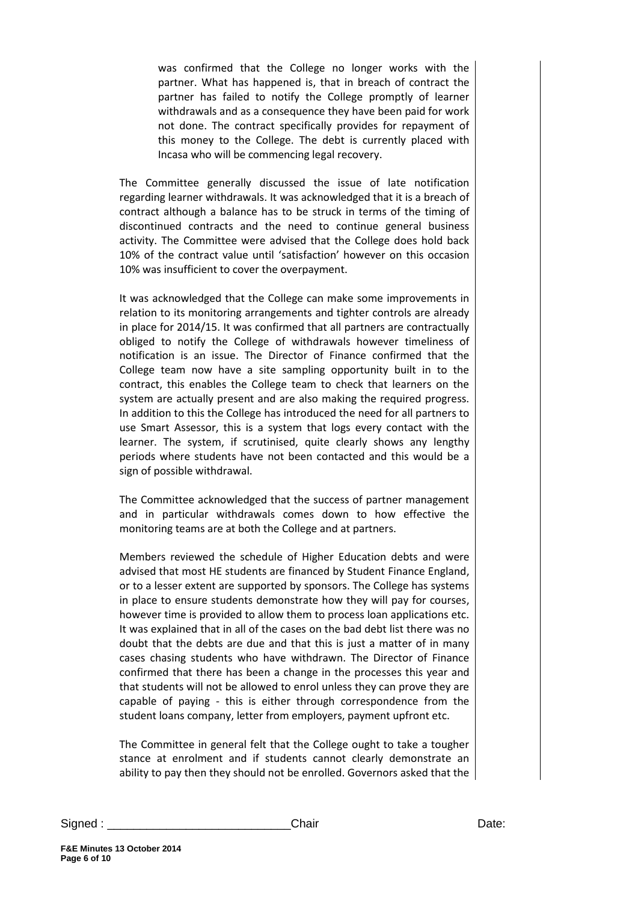was confirmed that the College no longer works with the partner. What has happened is, that in breach of contract the partner has failed to notify the College promptly of learner withdrawals and as a consequence they have been paid for work not done. The contract specifically provides for repayment of this money to the College. The debt is currently placed with Incasa who will be commencing legal recovery.

The Committee generally discussed the issue of late notification regarding learner withdrawals. It was acknowledged that it is a breach of contract although a balance has to be struck in terms of the timing of discontinued contracts and the need to continue general business activity. The Committee were advised that the College does hold back 10% of the contract value until 'satisfaction' however on this occasion 10% was insufficient to cover the overpayment.

It was acknowledged that the College can make some improvements in relation to its monitoring arrangements and tighter controls are already in place for 2014/15. It was confirmed that all partners are contractually obliged to notify the College of withdrawals however timeliness of notification is an issue. The Director of Finance confirmed that the College team now have a site sampling opportunity built in to the contract, this enables the College team to check that learners on the system are actually present and are also making the required progress. In addition to this the College has introduced the need for all partners to use Smart Assessor, this is a system that logs every contact with the learner. The system, if scrutinised, quite clearly shows any lengthy periods where students have not been contacted and this would be a sign of possible withdrawal.

The Committee acknowledged that the success of partner management and in particular withdrawals comes down to how effective the monitoring teams are at both the College and at partners.

Members reviewed the schedule of Higher Education debts and were advised that most HE students are financed by Student Finance England, or to a lesser extent are supported by sponsors. The College has systems in place to ensure students demonstrate how they will pay for courses, however time is provided to allow them to process loan applications etc. It was explained that in all of the cases on the bad debt list there was no doubt that the debts are due and that this is just a matter of in many cases chasing students who have withdrawn. The Director of Finance confirmed that there has been a change in the processes this year and that students will not be allowed to enrol unless they can prove they are capable of paying - this is either through correspondence from the student loans company, letter from employers, payment upfront etc.

The Committee in general felt that the College ought to take a tougher stance at enrolment and if students cannot clearly demonstrate an ability to pay then they should not be enrolled. Governors asked that the

Signed : ___________________________Chair Date: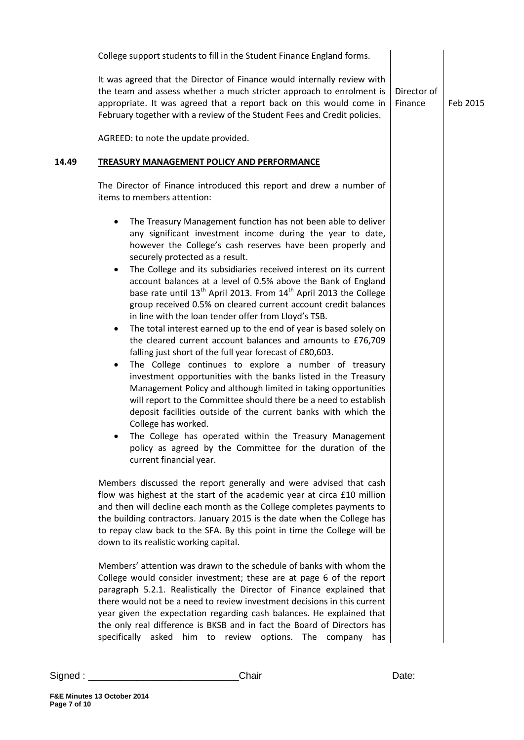College support students to fill in the Student Finance England forms.

It was agreed that the Director of Finance would internally review with the team and assess whether a much stricter approach to enrolment is appropriate. It was agreed that a report back on this would come in February together with a review of the Student Fees and Credit policies. | Director of Finance | Feb 2015

AGREED: to note the update provided.

**14.49 TREASURY MANAGEMENT POLICY AND PERFORMANCE**

The Director of Finance introduced this report and drew a number of items to members attention:

- The Treasury Management function has not been able to deliver any significant investment income during the year to date, however the College's cash reserves have been properly and securely protected as a result.
- The College and its subsidiaries received interest on its current account balances at a level of 0.5% above the Bank of England base rate until 13th April 2013. From 14th April 2013 the College group received 0.5% on cleared current account credit balances in line with the loan tender offer from Lloyd's TSB.
- The total interest earned up to the end of year is based solely on the cleared current account balances and amounts to £76,709 falling just short of the full year forecast of £80,603.
- The College continues to explore a number of treasury investment opportunities with the banks listed in the Treasury Management Policy and although limited in taking opportunities will report to the Committee should there be a need to establish deposit facilities outside of the current banks with which the College has worked.
- The College has operated within the Treasury Management policy as agreed by the Committee for the duration of the current financial year.

Members discussed the report generally and were advised that cash flow was highest at the start of the academic year at circa £10 million and then will decline each month as the College completes payments to the building contractors. January 2015 is the date when the College has to repay claw back to the SFA. By this point in time the College will be down to its realistic working capital.

Members' attention was drawn to the schedule of banks with whom the College would consider investment; these are at page 6 of the report paragraph 5.2.1. Realistically the Director of Finance explained that there would not be a need to review investment decisions in this current year given the expectation regarding cash balances. He explained that the only real difference is BKSB and in fact the Board of Directors has specifically asked him to review options. The company has

Signed : ___________________________Chair Date: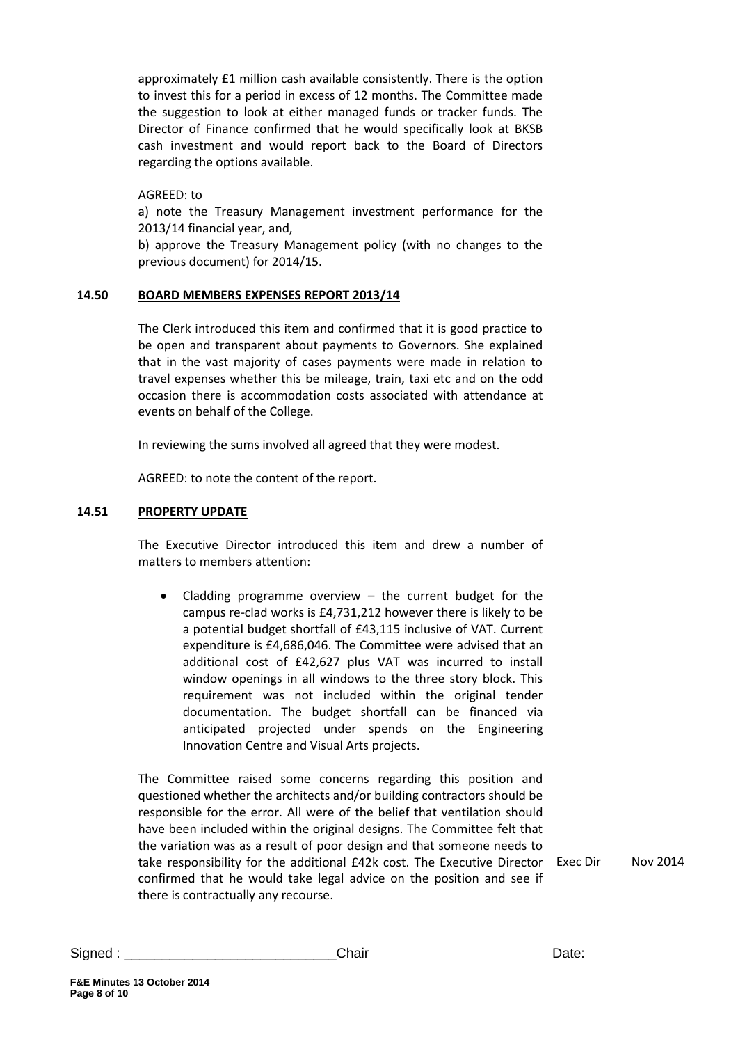approximately £1 million cash available consistently. There is the option to invest this for a period in excess of 12 months. The Committee made the suggestion to look at either managed funds or tracker funds. The Director of Finance confirmed that he would specifically look at BKSB cash investment and would report back to the Board of Directors regarding the options available.

AGREED: to

a) note the Treasury Management investment performance for the 2013/14 financial year, and,

b) approve the Treasury Management policy (with no changes to the previous document) for 2014/15.

**14.50 BOARD MEMBERS EXPENSES REPORT 2013/14**

The Clerk introduced this item and confirmed that it is good practice to be open and transparent about payments to Governors. She explained that in the vast majority of cases payments were made in relation to travel expenses whether this be mileage, train, taxi etc and on the odd occasion there is accommodation costs associated with attendance at events on behalf of the College.

In reviewing the sums involved all agreed that they were modest.

AGREED: to note the content of the report.

**14.51 PROPERTY UPDATE**

The Executive Director introduced this item and drew a number of matters to members attention:

- Cladding programme overview – the current budget for the campus re-clad works is £4,731,212 however there is likely to be a potential budget shortfall of £43,115 inclusive of VAT. Current expenditure is £4,686,046. The Committee were advised that an additional cost of £42,627 plus VAT was incurred to install window openings in all windows to the three story block. This requirement was not included within the original tender documentation. The budget shortfall can be financed via anticipated projected under spends on the Engineering Innovation Centre and Visual Arts projects.

The Committee raised some concerns regarding this position and questioned whether the architects and/or building contractors should be responsible for the error. All were of the belief that ventilation should have been included within the original designs. The Committee felt that the variation was as a result of poor design and that someone needs to take responsibility for the additional £42k cost. The Executive Director confirmed that he would take legal advice on the position and see if there is contractually any recourse. | Exec Dir | Nov 2014

Signed : ___________________________ Chair Date:

**F&E Minutes 13 October 2014**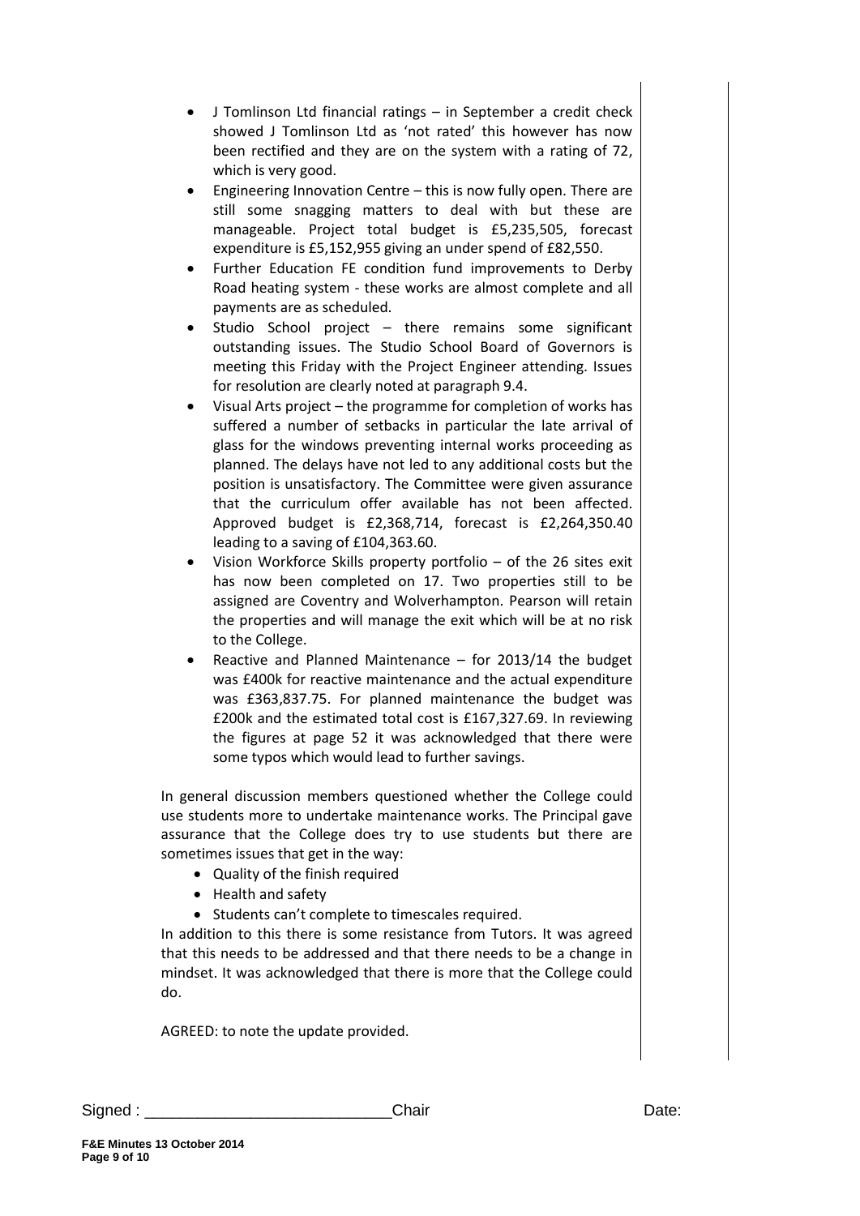- J Tomlinson Ltd financial ratings – in September a credit check showed J Tomlinson Ltd as 'not rated' this however has now been rectified and they are on the system with a rating of 72, which is very good.
- Engineering Innovation Centre – this is now fully open. There are still some snagging matters to deal with but these are manageable. Project total budget is £5,235,505, forecast expenditure is £5,152,955 giving an under spend of £82,550.
- Further Education FE condition fund improvements to Derby Road heating system - these works are almost complete and all payments are as scheduled.
- Studio School project – there remains some significant outstanding issues. The Studio School Board of Governors is meeting this Friday with the Project Engineer attending. Issues for resolution are clearly noted at paragraph 9.4.
- Visual Arts project – the programme for completion of works has suffered a number of setbacks in particular the late arrival of glass for the windows preventing internal works proceeding as planned. The delays have not led to any additional costs but the position is unsatisfactory. The Committee were given assurance that the curriculum offer available has not been affected. Approved budget is £2,368,714, forecast is £2,264,350.40 leading to a saving of £104,363.60.
- Vision Workforce Skills property portfolio – of the 26 sites exit has now been completed on 17. Two properties still to be assigned are Coventry and Wolverhampton. Pearson will retain the properties and will manage the exit which will be at no risk to the College.
- Reactive and Planned Maintenance – for 2013/14 the budget was £400k for reactive maintenance and the actual expenditure was £363,837.75. For planned maintenance the budget was £200k and the estimated total cost is £167,327.69. In reviewing the figures at page 52 it was acknowledged that there were some typos which would lead to further savings.

In general discussion members questioned whether the College could use students more to undertake maintenance works. The Principal gave assurance that the College does try to use students but there are sometimes issues that get in the way:

- Quality of the finish required
- Health and safety
- Students can't complete to timescales required.

In addition to this there is some resistance from Tutors. It was agreed that this needs to be addressed and that there needs to be a change in mindset. It was acknowledged that there is more that the College could do.

AGREED: to note the update provided.

Signed : ___________________________Chair Date: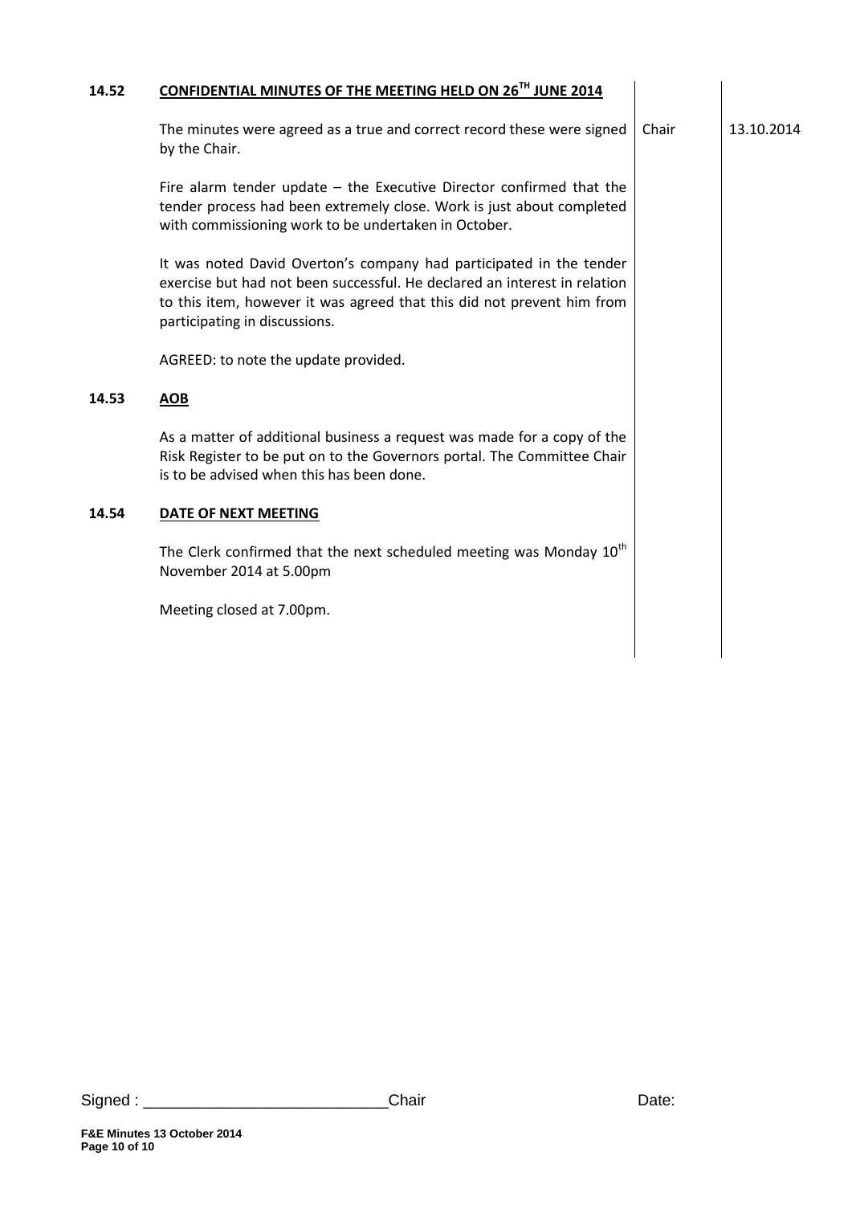| | | | |
|---|---|---|---|
| **14.52** | **<u>CONFIDENTIAL MINUTES OF THE MEETING HELD ON 26TH JUNE 2014</u>** | | |
| | The minutes were agreed as a true and correct record these were signed by the Chair. | Chair | 13.10.2014 |
| | Fire alarm tender update – the Executive Director confirmed that the tender process had been extremely close. Work is just about completed with commissioning work to be undertaken in October. | | |
| | It was noted David Overton's company had participated in the tender exercise but had not been successful. He declared an interest in relation to this item, however it was agreed that this did not prevent him from participating in discussions. | | |
| | AGREED: to note the update provided. | | |
| **14.53** | **<u>AOB</u>** | | |
| | As a matter of additional business a request was made for a copy of the Risk Register to be put on to the Governors portal. The Committee Chair is to be advised when this has been done. | | |
| **14.54** | **<u>DATE OF NEXT MEETING</u>** | | |
| | The Clerk confirmed that the next scheduled meeting was Monday 10th November 2014 at 5.00pm | | |
| | Meeting closed at 7.00pm. | | |

Signed : ____________________________Chair Date:

**F&E Minutes 13 October 2014**